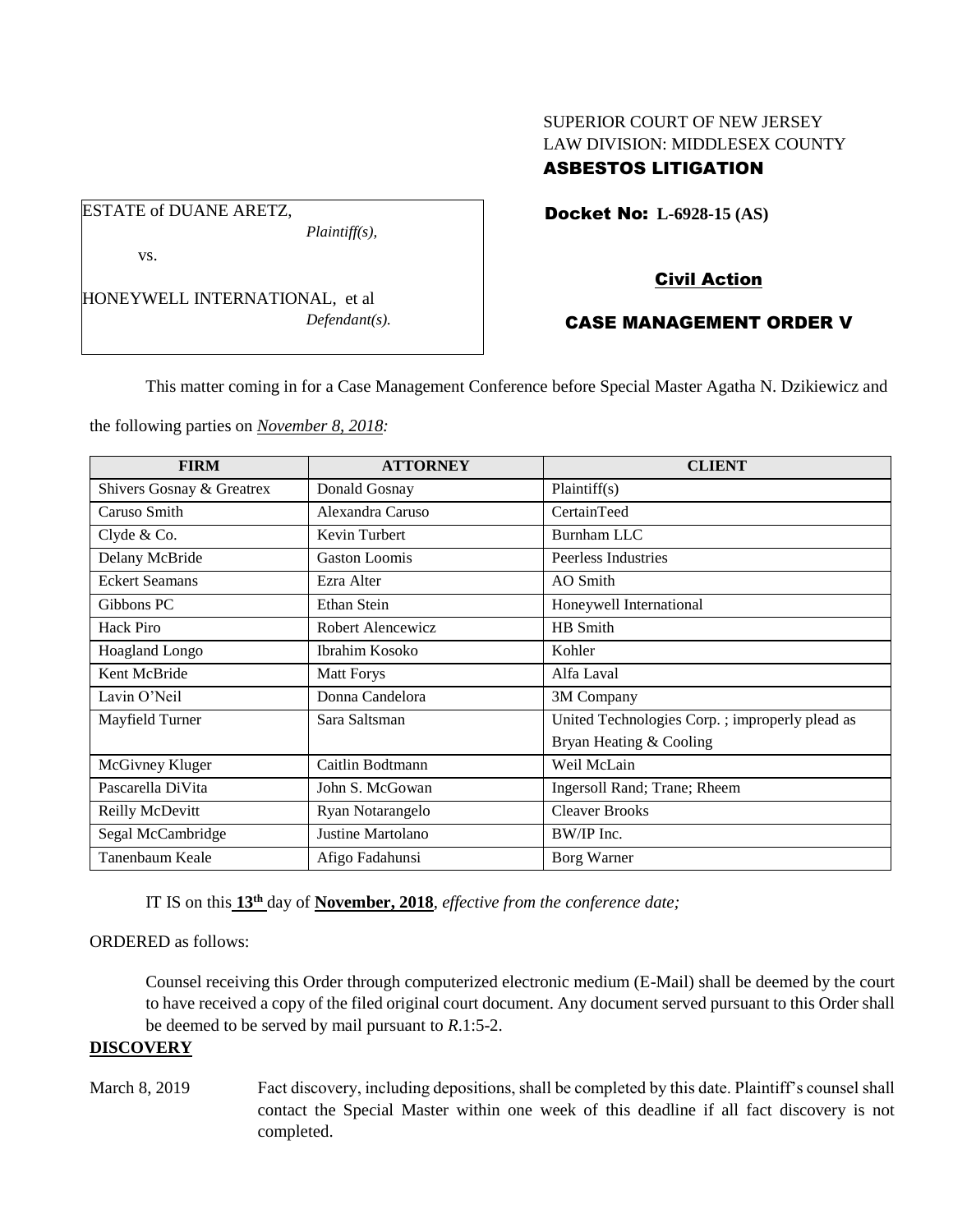SUPERIOR COURT OF NEW JERSEY
LAW DIVISION: MIDDLESEX COUNTY
**ASBESTOS LITIGATION**

ESTATE of DUANE ARETZ,
*Plaintiff(s),*

vs.

HONEYWELL INTERNATIONAL, et al
*Defendant(s).*

**Docket No: L-6928-15 (AS)**

**Civil Action**

**CASE MANAGEMENT ORDER V**

This matter coming in for a Case Management Conference before Special Master Agatha N. Dziekiewicz and the following parties on *November 8, 2018:*

| FIRM | ATTORNEY | CLIENT |
|---|---|---|
| Shivers Gosnay & Greatrex | Donald Gosnay | Plaintiff(s) |
| Caruso Smith | Alexandra Caruso | CertainTeed |
| Clyde & Co. | Kevin Turbert | Burnham LLC |
| Delany McBride | Gaston Loomis | Peerless Industries |
| Eckert Seamans | Ezra Alter | AO Smith |
| Gibbons PC | Ethan Stein | Honeywell International |
| Hack Piro | Robert Alencewicz | HB Smith |
| Hoagland Longo | Ibrahim Kosoko | Kohler |
| Kent McBride | Matt Forys | Alfa Laval |
| Lavin O'Neil | Donna Candelora | 3M Company |
| Mayfield Turner | Sara Saltsman | United Technologies Corp. ; improperly plead as Bryan Heating & Cooling |
| McGivney Kluger | Caitlin Bodtmann | Weil McLain |
| Pascarella DiVita | John S. McGowan | Ingersoll Rand; Trane; Rheem |
| Reilly McDevitt | Ryan Notarangelo | Cleaver Brooks |
| Segal McCambridge | Justine Martolano | BW/IP Inc. |
| Tanenbaum Keale | Afigo Fadahunsi | Borg Warner |

IT IS on this **13th** day of **November, 2018**, *effective from the conference date;*

ORDERED as follows:

Counsel receiving this Order through computerized electronic medium (E-Mail) shall be deemed by the court to have received a copy of the filed original court document. Any document served pursuant to this Order shall be deemed to be served by mail pursuant to *R*.1:5-2.

**DISCOVERY**

March 8, 2019 — Fact discovery, including depositions, shall be completed by this date. Plaintiff's counsel shall contact the Special Master within one week of this deadline if all fact discovery is not completed.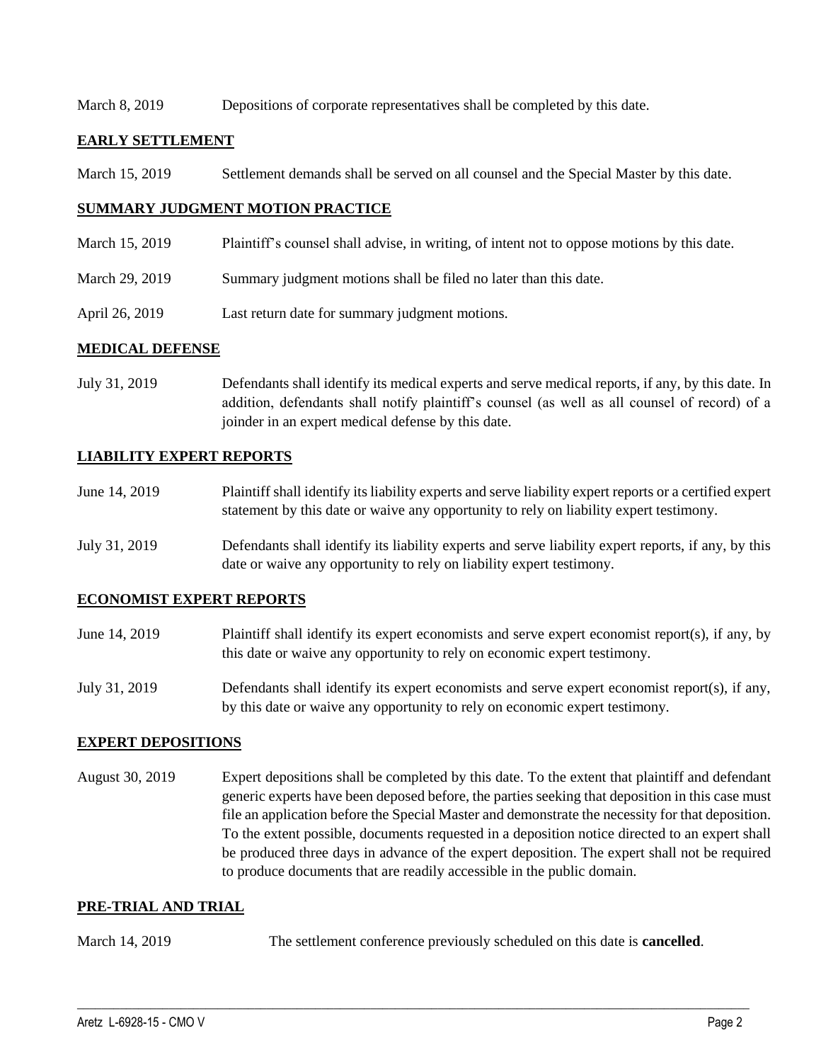March 8, 2019 Depositions of corporate representatives shall be completed by this date.

## **EARLY SETTLEMENT**

March 15, 2019 Settlement demands shall be served on all counsel and the Special Master by this date.

## **SUMMARY JUDGMENT MOTION PRACTICE**

March 15, 2019 Plaintiff's counsel shall advise, in writing, of intent not to oppose motions by this date.

March 29, 2019 Summary judgment motions shall be filed no later than this date.

April 26, 2019 Last return date for summary judgment motions.

## **MEDICAL DEFENSE**

July 31, 2019 Defendants shall identify its medical experts and serve medical reports, if any, by this date. In addition, defendants shall notify plaintiff's counsel (as well as all counsel of record) of a joinder in an expert medical defense by this date.

## **LIABILITY EXPERT REPORTS**

June 14, 2019 Plaintiff shall identify its liability experts and serve liability expert reports or a certified expert statement by this date or waive any opportunity to rely on liability expert testimony.

July 31, 2019 Defendants shall identify its liability experts and serve liability expert reports, if any, by this date or waive any opportunity to rely on liability expert testimony.

## **ECONOMIST EXPERT REPORTS**

June 14, 2019 Plaintiff shall identify its expert economists and serve expert economist report(s), if any, by this date or waive any opportunity to rely on economic expert testimony.

July 31, 2019 Defendants shall identify its expert economists and serve expert economist report(s), if any, by this date or waive any opportunity to rely on economic expert testimony.

## **EXPERT DEPOSITIONS**

August 30, 2019 Expert depositions shall be completed by this date. To the extent that plaintiff and defendant generic experts have been deposed before, the parties seeking that deposition in this case must file an application before the Special Master and demonstrate the necessity for that deposition. To the extent possible, documents requested in a deposition notice directed to an expert shall be produced three days in advance of the expert deposition. The expert shall not be required to produce documents that are readily accessible in the public domain.

## **PRE-TRIAL AND TRIAL**

March 14, 2019 The settlement conference previously scheduled on this date is **cancelled**.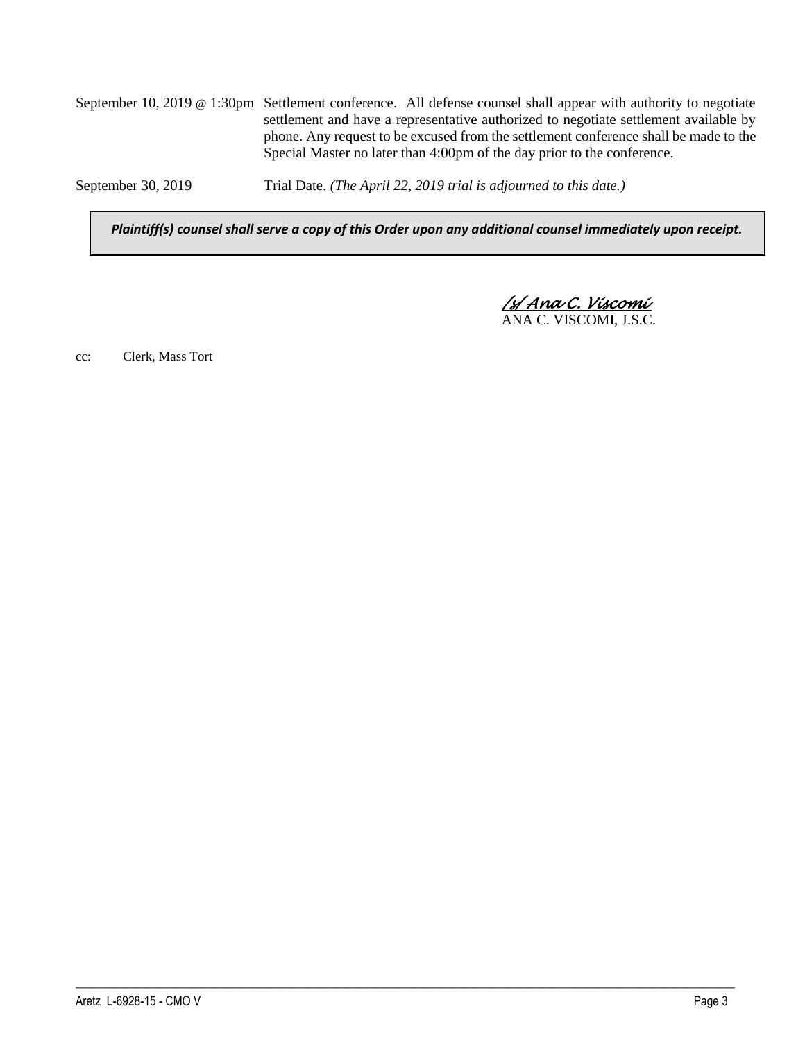| | |
|---|---|
| September 10, 2019 @ 1:30pm | Settlement conference. All defense counsel shall appear with authority to negotiate settlement and have a representative authorized to negotiate settlement available by phone. Any request to be excused from the settlement conference shall be made to the Special Master no later than 4:00pm of the day prior to the conference. |
| September 30, 2019 | Trial Date. *(The April 22, 2019 trial is adjourned to this date.)* |

***Plaintiff(s) counsel shall serve a copy of this Order upon any additional counsel immediately upon receipt.***

*/s/ Ana C. Viscomi*
ANA C. VISCOMI, J.S.C.

cc: Clerk, Mass Tort